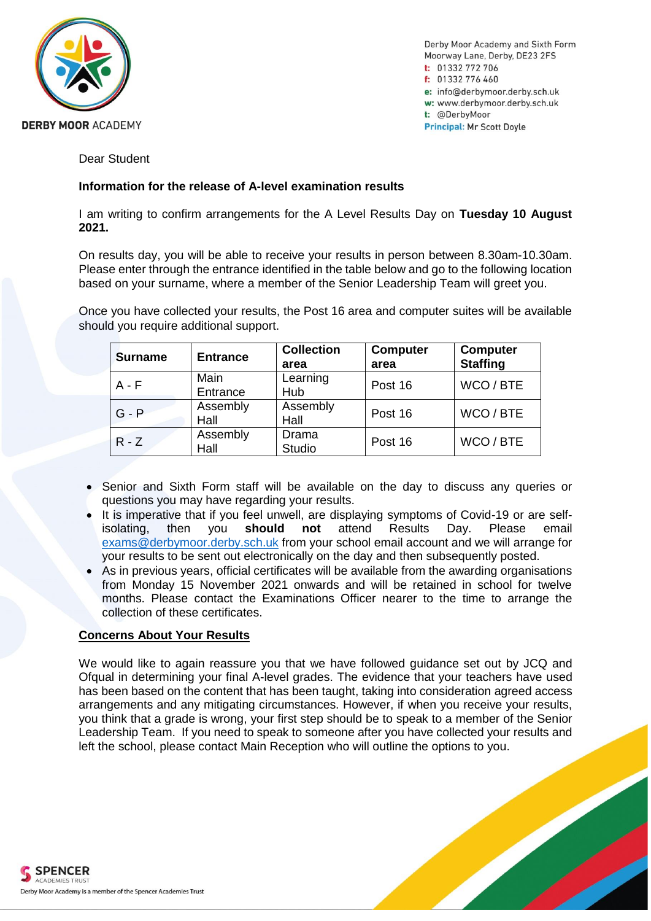DERBY MOOR ACADEMY

Derby Moor Academy and Sixth Form
Moorway Lane, Derby, DE23 2FS
t: 01332 772 706
f: 01332 776 460
e: info@derbymoor.derby.sch.uk
w: www.derbymoor.derby.sch.uk
t: @DerbyMoor
**Principal:** Mr Scott Doyle

Dear Student

**Information for the release of A-level examination results**

I am writing to confirm arrangements for the A Level Results Day on **Tuesday 10 August 2021.**

On results day, you will be able to receive your results in person between 8.30am-10.30am. Please enter through the entrance identified in the table below and go to the following location based on your surname, where a member of the Senior Leadership Team will greet you.

Once you have collected your results, the Post 16 area and computer suites will be available should you require additional support.

| Surname | Entrance | Collection area | Computer area | Computer Staffing |
|---|---|---|---|---|
| A - F | Main Entrance | Learning Hub | Post 16 | WCO / BTE |
| G - P | Assembly Hall | Assembly Hall | Post 16 | WCO / BTE |
| R - Z | Assembly Hall | Drama Studio | Post 16 | WCO / BTE |

- Senior and Sixth Form staff will be available on the day to discuss any queries or questions you may have regarding your results.
- It is imperative that if you feel unwell, are displaying symptoms of Covid-19 or are self-isolating, then you **should not** attend Results Day. Please email exams@derbymoor.derby.sch.uk from your school email account and we will arrange for your results to be sent out electronically on the day and then subsequently posted.
- As in previous years, official certificates will be available from the awarding organisations from Monday 15 November 2021 onwards and will be retained in school for twelve months. Please contact the Examinations Officer nearer to the time to arrange the collection of these certificates.

## Concerns About Your Results

We would like to again reassure you that we have followed guidance set out by JCQ and Ofqual in determining your final A-level grades. The evidence that your teachers have used has been based on the content that has been taught, taking into consideration agreed access arrangements and any mitigating circumstances. However, if when you receive your results, you think that a grade is wrong, your first step should be to speak to a member of the Senior Leadership Team. If you need to speak to someone after you have collected your results and left the school, please contact Main Reception who will outline the options to you.

SPENCER ACADEMIES TRUST
Derby Moor Academy is a member of the Spencer Academies Trust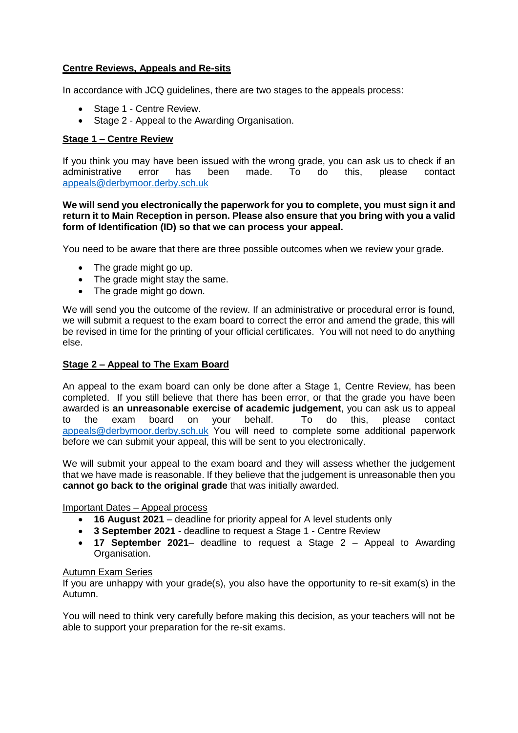## Centre Reviews, Appeals and Re-sits

In accordance with JCQ guidelines, there are two stages to the appeals process:

- Stage 1 - Centre Review.
- Stage 2 - Appeal to the Awarding Organisation.

### Stage 1 – Centre Review

If you think you may have been issued with the wrong grade, you can ask us to check if an administrative error has been made. To do this, please contact appeals@derbymoor.derby.sch.uk

**We will send you electronically the paperwork for you to complete, you must sign it and return it to Main Reception in person. Please also ensure that you bring with you a valid form of Identification (ID) so that we can process your appeal.**

You need to be aware that there are three possible outcomes when we review your grade.

- The grade might go up.
- The grade might stay the same.
- The grade might go down.

We will send you the outcome of the review. If an administrative or procedural error is found, we will submit a request to the exam board to correct the error and amend the grade, this will be revised in time for the printing of your official certificates. You will not need to do anything else.

### Stage 2 – Appeal to The Exam Board

An appeal to the exam board can only be done after a Stage 1, Centre Review, has been completed. If you still believe that there has been error, or that the grade you have been awarded is **an unreasonable exercise of academic judgement**, you can ask us to appeal to the exam board on your behalf. To do this, please contact appeals@derbymoor.derby.sch.uk You will need to complete some additional paperwork before we can submit your appeal, this will be sent to you electronically.

We will submit your appeal to the exam board and they will assess whether the judgement that we have made is reasonable. If they believe that the judgement is unreasonable then you **cannot go back to the original grade** that was initially awarded.

Important Dates – Appeal process

- **16 August 2021** – deadline for priority appeal for A level students only
- **3 September 2021** - deadline to request a Stage 1 - Centre Review
- **17 September 2021**– deadline to request a Stage 2 – Appeal to Awarding Organisation.

Autumn Exam Series

If you are unhappy with your grade(s), you also have the opportunity to re-sit exam(s) in the Autumn.

You will need to think very carefully before making this decision, as your teachers will not be able to support your preparation for the re-sit exams.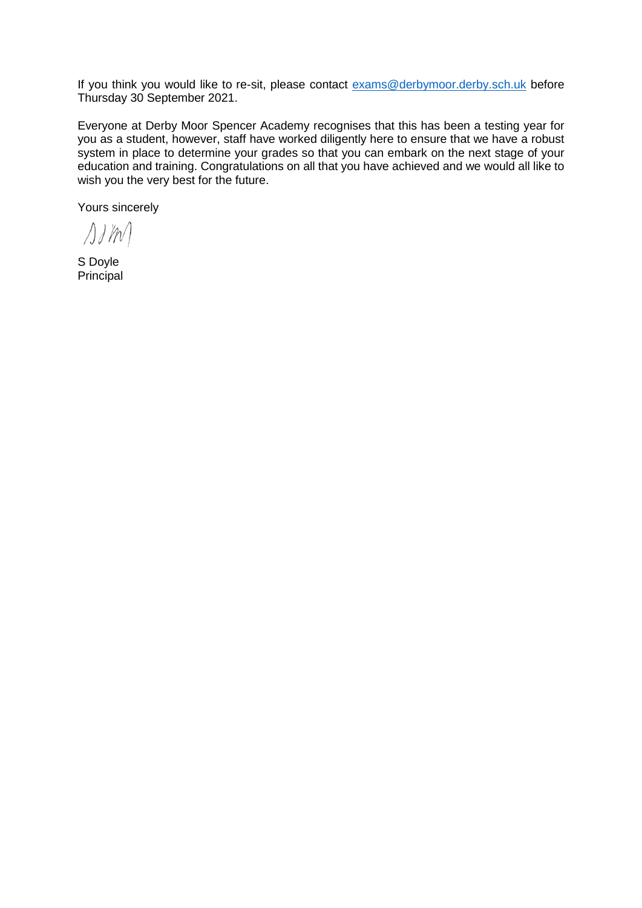If you think you would like to re-sit, please contact [exams@derbymoor.derby.sch.uk](mailto:exams@derbymoor.derby.sch.uk) before Thursday 30 September 2021.

Everyone at Derby Moor Spencer Academy recognises that this has been a testing year for you as a student, however, staff have worked diligently here to ensure that we have a robust system in place to determine your grades so that you can embark on the next stage of your education and training. Congratulations on all that you have achieved and we would all like to wish you the very best for the future.

Yours sincerely

S Doyle
Principal